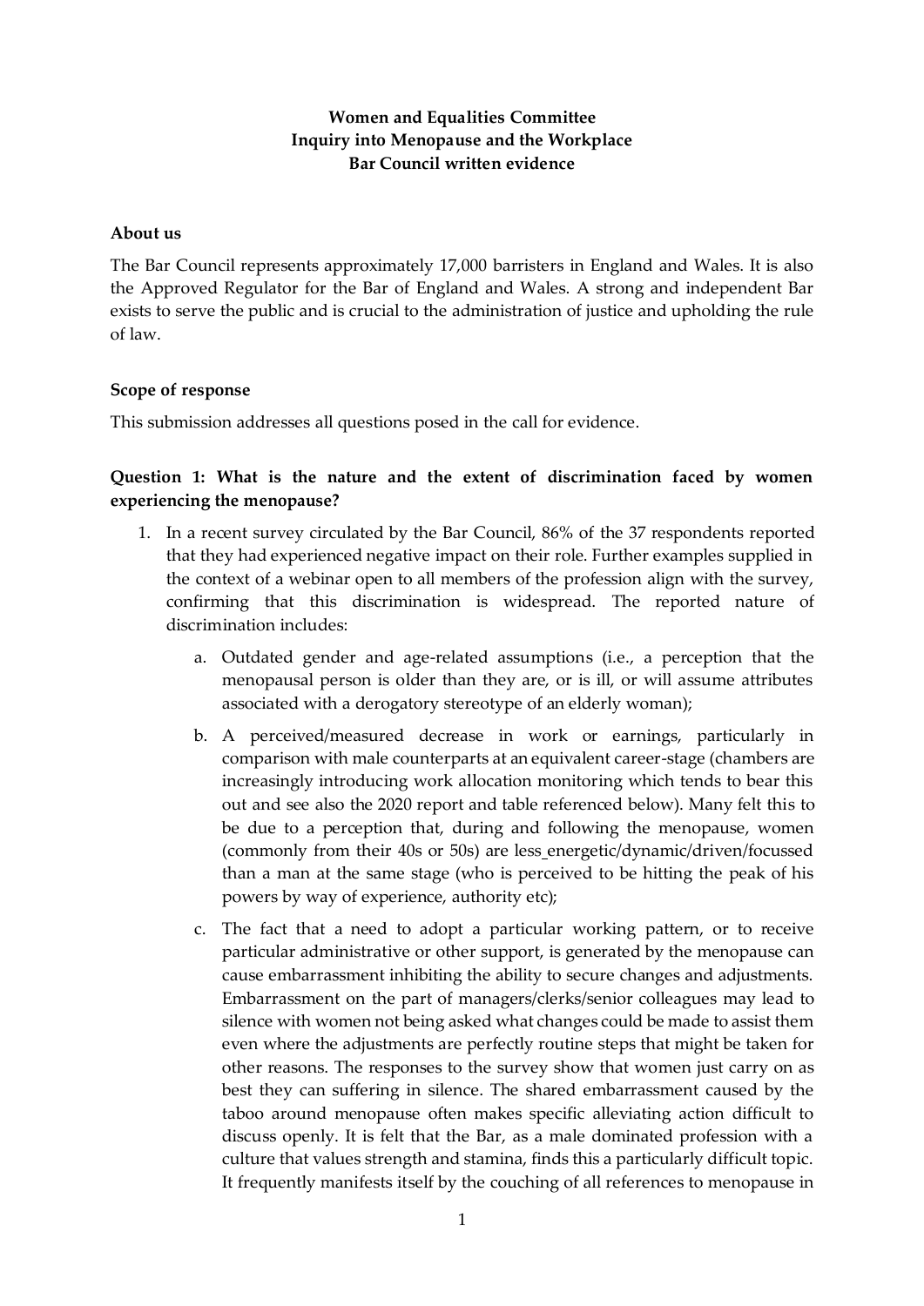**Women and Equalities Committee**
**Inquiry into Menopause and the Workplace**
**Bar Council written evidence**

**About us**

The Bar Council represents approximately 17,000 barristers in England and Wales. It is also the Approved Regulator for the Bar of England and Wales. A strong and independent Bar exists to serve the public and is crucial to the administration of justice and upholding the rule of law.

**Scope of response**

This submission addresses all questions posed in the call for evidence.

**Question 1: What is the nature and the extent of discrimination faced by women experiencing the menopause?**

1. In a recent survey circulated by the Bar Council, 86% of the 37 respondents reported that they had experienced negative impact on their role. Further examples supplied in the context of a webinar open to all members of the profession align with the survey, confirming that this discrimination is widespread. The reported nature of discrimination includes:

    a. Outdated gender and age-related assumptions (i.e., a perception that the menopausal person is older than they are, or is ill, or will assume attributes associated with a derogatory stereotype of an elderly woman);

    b. A perceived/measured decrease in work or earnings, particularly in comparison with male counterparts at an equivalent career-stage (chambers are increasingly introducing work allocation monitoring which tends to bear this out and see also the 2020 report and table referenced below). Many felt this to be due to a perception that, during and following the menopause, women (commonly from their 40s or 50s) are less energetic/dynamic/driven/focussed than a man at the same stage (who is perceived to be hitting the peak of his powers by way of experience, authority etc);

    c. The fact that a need to adopt a particular working pattern, or to receive particular administrative or other support, is generated by the menopause can cause embarrassment inhibiting the ability to secure changes and adjustments. Embarrassment on the part of managers/clerks/senior colleagues may lead to silence with women not being asked what changes could be made to assist them even where the adjustments are perfectly routine steps that might be taken for other reasons. The responses to the survey show that women just carry on as best they can suffering in silence. The shared embarrassment caused by the taboo around menopause often makes specific alleviating action difficult to discuss openly. It is felt that the Bar, as a male dominated profession with a culture that values strength and stamina, finds this a particularly difficult topic. It frequently manifests itself by the couching of all references to menopause in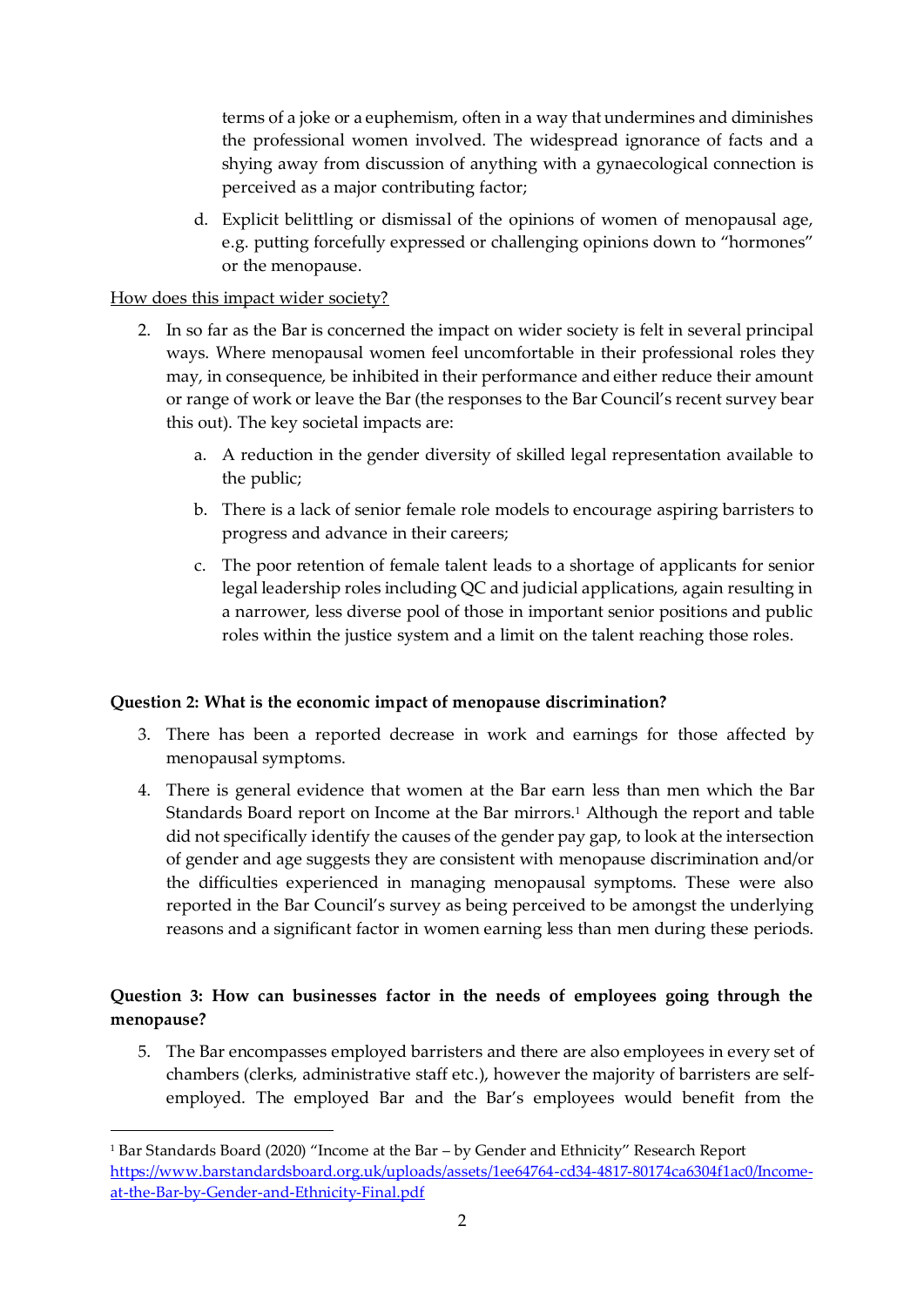terms of a joke or a euphemism, often in a way that undermines and diminishes the professional women involved. The widespread ignorance of facts and a shying away from discussion of anything with a gynaecological connection is perceived as a major contributing factor;

d. Explicit belittling or dismissal of the opinions of women of menopausal age, e.g. putting forcefully expressed or challenging opinions down to "hormones" or the menopause.

<u>How does this impact wider society?</u>

2. In so far as the Bar is concerned the impact on wider society is felt in several principal ways. Where menopausal women feel uncomfortable in their professional roles they may, in consequence, be inhibited in their performance and either reduce their amount or range of work or leave the Bar (the responses to the Bar Council's recent survey bear this out). The key societal impacts are:

   a. A reduction in the gender diversity of skilled legal representation available to the public;

   b. There is a lack of senior female role models to encourage aspiring barristers to progress and advance in their careers;

   c. The poor retention of female talent leads to a shortage of applicants for senior legal leadership roles including QC and judicial applications, again resulting in a narrower, less diverse pool of those in important senior positions and public roles within the justice system and a limit on the talent reaching those roles.

**Question 2: What is the economic impact of menopause discrimination?**

3. There has been a reported decrease in work and earnings for those affected by menopausal symptoms.

4. There is general evidence that women at the Bar earn less than men which the Bar Standards Board report on Income at the Bar mirrors.[1] Although the report and table did not specifically identify the causes of the gender pay gap, to look at the intersection of gender and age suggests they are consistent with menopause discrimination and/or the difficulties experienced in managing menopausal symptoms. These were also reported in the Bar Council's survey as being perceived to be amongst the underlying reasons and a significant factor in women earning less than men during these periods.

**Question 3: How can businesses factor in the needs of employees going through the menopause?**

5. The Bar encompasses employed barristers and there are also employees in every set of chambers (clerks, administrative staff etc.), however the majority of barristers are self-employed. The employed Bar and the Bar's employees would benefit from the

---

[1] Bar Standards Board (2020) "Income at the Bar – by Gender and Ethnicity" Research Report https://www.barstandardsboard.org.uk/uploads/assets/1ee64764-cd34-4817-80174ca6304f1ac0/Income-at-the-Bar-by-Gender-and-Ethnicity-Final.pdf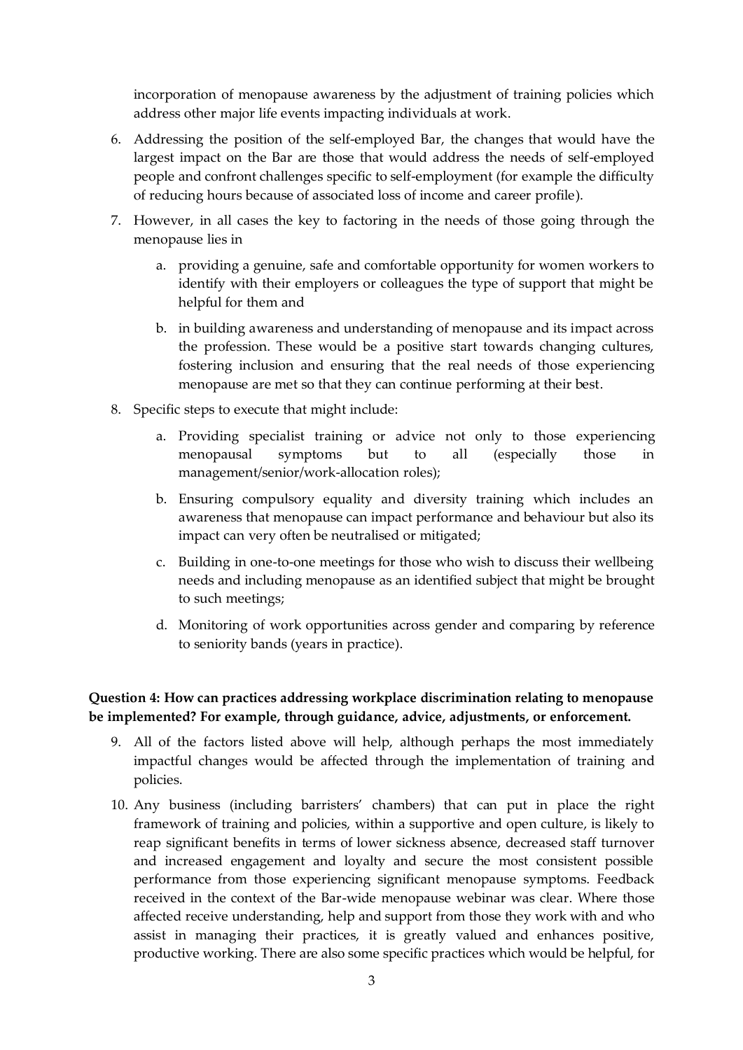incorporation of menopause awareness by the adjustment of training policies which address other major life events impacting individuals at work.

6. Addressing the position of the self-employed Bar, the changes that would have the largest impact on the Bar are those that would address the needs of self-employed people and confront challenges specific to self-employment (for example the difficulty of reducing hours because of associated loss of income and career profile).

7. However, in all cases the key to factoring in the needs of those going through the menopause lies in

   a. providing a genuine, safe and comfortable opportunity for women workers to identify with their employers or colleagues the type of support that might be helpful for them and

   b. in building awareness and understanding of menopause and its impact across the profession. These would be a positive start towards changing cultures, fostering inclusion and ensuring that the real needs of those experiencing menopause are met so that they can continue performing at their best.

8. Specific steps to execute that might include:

   a. Providing specialist training or advice not only to those experiencing menopausal symptoms but to all (especially those in management/senior/work-allocation roles);

   b. Ensuring compulsory equality and diversity training which includes an awareness that menopause can impact performance and behaviour but also its impact can very often be neutralised or mitigated;

   c. Building in one-to-one meetings for those who wish to discuss their wellbeing needs and including menopause as an identified subject that might be brought to such meetings;

   d. Monitoring of work opportunities across gender and comparing by reference to seniority bands (years in practice).

**Question 4: How can practices addressing workplace discrimination relating to menopause be implemented? For example, through guidance, advice, adjustments, or enforcement.**

9. All of the factors listed above will help, although perhaps the most immediately impactful changes would be affected through the implementation of training and policies.

10. Any business (including barristers' chambers) that can put in place the right framework of training and policies, within a supportive and open culture, is likely to reap significant benefits in terms of lower sickness absence, decreased staff turnover and increased engagement and loyalty and secure the most consistent possible performance from those experiencing significant menopause symptoms. Feedback received in the context of the Bar-wide menopause webinar was clear. Where those affected receive understanding, help and support from those they work with and who assist in managing their practices, it is greatly valued and enhances positive, productive working. There are also some specific practices which would be helpful, for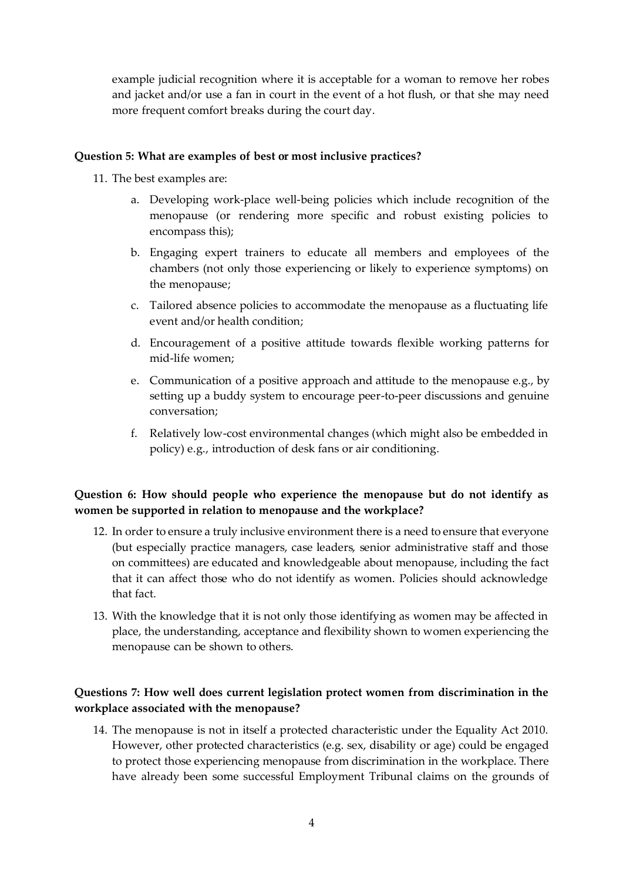example judicial recognition where it is acceptable for a woman to remove her robes and jacket and/or use a fan in court in the event of a hot flush, or that she may need more frequent comfort breaks during the court day.

**Question 5: What are examples of best or most inclusive practices?**

11. The best examples are:

    a. Developing work-place well-being policies which include recognition of the menopause (or rendering more specific and robust existing policies to encompass this);

    b. Engaging expert trainers to educate all members and employees of the chambers (not only those experiencing or likely to experience symptoms) on the menopause;

    c. Tailored absence policies to accommodate the menopause as a fluctuating life event and/or health condition;

    d. Encouragement of a positive attitude towards flexible working patterns for mid-life women;

    e. Communication of a positive approach and attitude to the menopause e.g., by setting up a buddy system to encourage peer-to-peer discussions and genuine conversation;

    f. Relatively low-cost environmental changes (which might also be embedded in policy) e.g., introduction of desk fans or air conditioning.

**Question 6: How should people who experience the menopause but do not identify as women be supported in relation to menopause and the workplace?**

12. In order to ensure a truly inclusive environment there is a need to ensure that everyone (but especially practice managers, case leaders, senior administrative staff and those on committees) are educated and knowledgeable about menopause, including the fact that it can affect those who do not identify as women. Policies should acknowledge that fact.

13. With the knowledge that it is not only those identifying as women may be affected in place, the understanding, acceptance and flexibility shown to women experiencing the menopause can be shown to others.

**Questions 7: How well does current legislation protect women from discrimination in the workplace associated with the menopause?**

14. The menopause is not in itself a protected characteristic under the Equality Act 2010. However, other protected characteristics (e.g. sex, disability or age) could be engaged to protect those experiencing menopause from discrimination in the workplace. There have already been some successful Employment Tribunal claims on the grounds of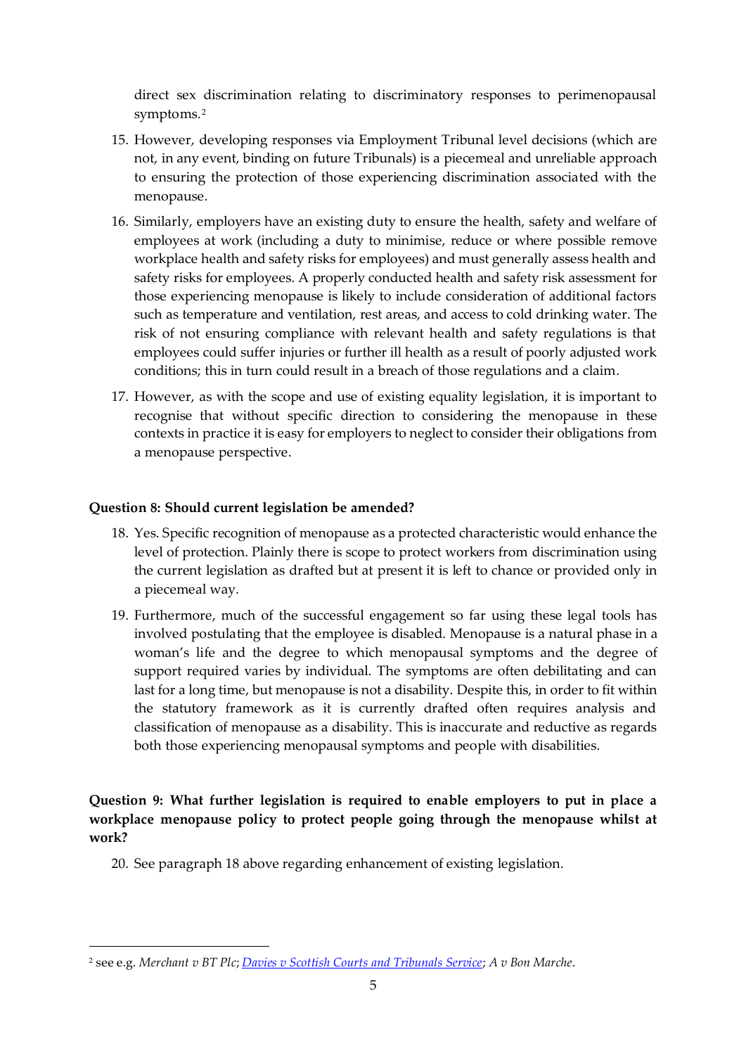direct sex discrimination relating to discriminatory responses to perimenopausal symptoms.[2]

15. However, developing responses via Employment Tribunal level decisions (which are not, in any event, binding on future Tribunals) is a piecemeal and unreliable approach to ensuring the protection of those experiencing discrimination associated with the menopause.

16. Similarly, employers have an existing duty to ensure the health, safety and welfare of employees at work (including a duty to minimise, reduce or where possible remove workplace health and safety risks for employees) and must generally assess health and safety risks for employees. A properly conducted health and safety risk assessment for those experiencing menopause is likely to include consideration of additional factors such as temperature and ventilation, rest areas, and access to cold drinking water. The risk of not ensuring compliance with relevant health and safety regulations is that employees could suffer injuries or further ill health as a result of poorly adjusted work conditions; this in turn could result in a breach of those regulations and a claim.

17. However, as with the scope and use of existing equality legislation, it is important to recognise that without specific direction to considering the menopause in these contexts in practice it is easy for employers to neglect to consider their obligations from a menopause perspective.

**Question 8: Should current legislation be amended?**

18. Yes. Specific recognition of menopause as a protected characteristic would enhance the level of protection. Plainly there is scope to protect workers from discrimination using the current legislation as drafted but at present it is left to chance or provided only in a piecemeal way.

19. Furthermore, much of the successful engagement so far using these legal tools has involved postulating that the employee is disabled. Menopause is a natural phase in a woman's life and the degree to which menopausal symptoms and the degree of support required varies by individual. The symptoms are often debilitating and can last for a long time, but menopause is not a disability. Despite this, in order to fit within the statutory framework as it is currently drafted often requires analysis and classification of menopause as a disability. This is inaccurate and reductive as regards both those experiencing menopausal symptoms and people with disabilities.

**Question 9: What further legislation is required to enable employers to put in place a workplace menopause policy to protect people going through the menopause whilst at work?**

20. See paragraph 18 above regarding enhancement of existing legislation.

---

[2] see e.g. *Merchant v BT Plc*; *Davies v Scottish Courts and Tribunals Service*; *A v Bon Marche*.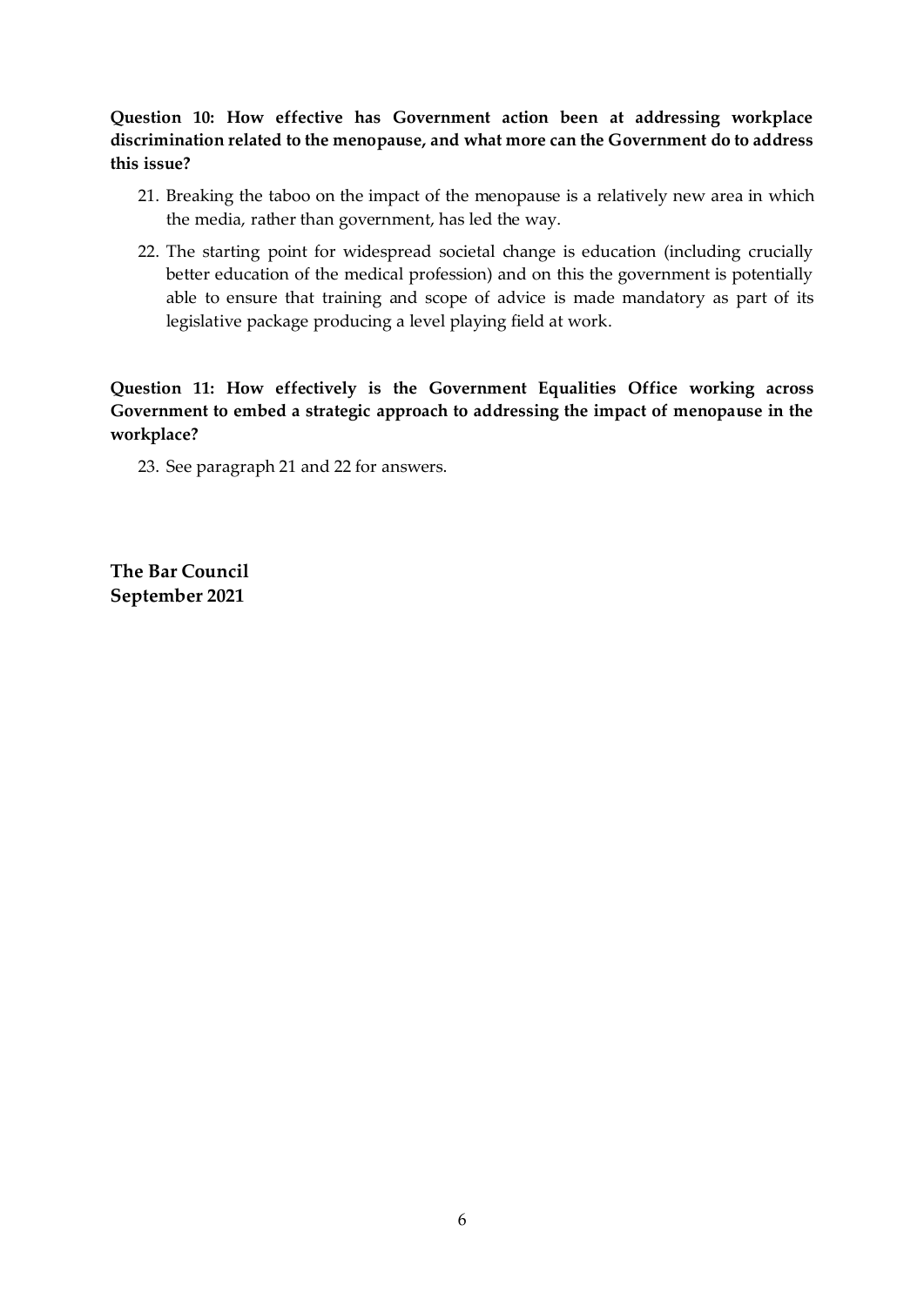**Question 10: How effective has Government action been at addressing workplace discrimination related to the menopause, and what more can the Government do to address this issue?**

21. Breaking the taboo on the impact of the menopause is a relatively new area in which the media, rather than government, has led the way.
22. The starting point for widespread societal change is education (including crucially better education of the medical profession) and on this the government is potentially able to ensure that training and scope of advice is made mandatory as part of its legislative package producing a level playing field at work.

**Question 11: How effectively is the Government Equalities Office working across Government to embed a strategic approach to addressing the impact of menopause in the workplace?**

23. See paragraph 21 and 22 for answers.

**The Bar Council**
**September 2021**